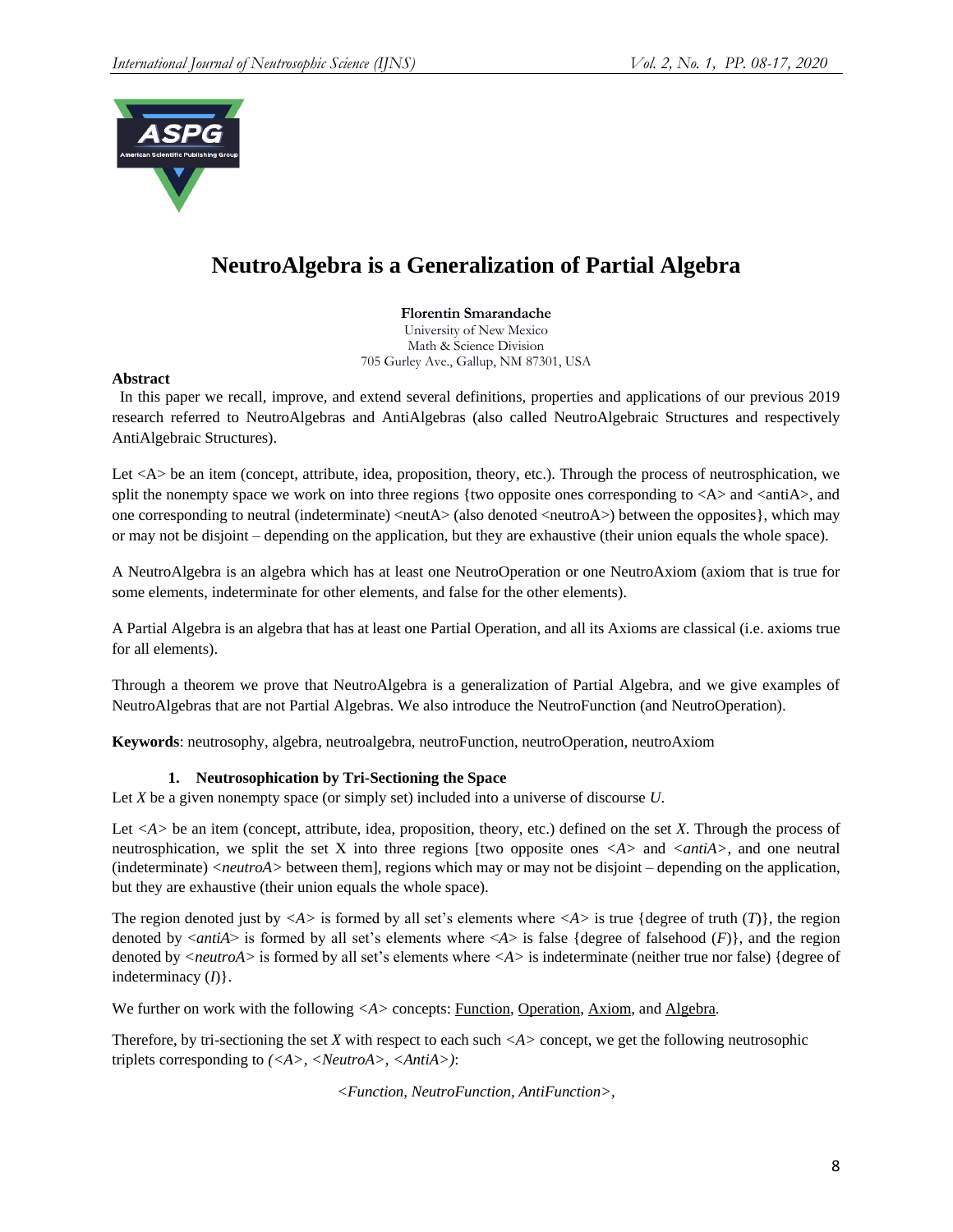# NeutroAlgebra is a Generalization of Partial Algebra

**Florentin Smarandache**
University of New Mexico
Math & Science Division
705 Gurley Ave., Gallup, NM 87301, USA

**Abstract**

In this paper we recall, improve, and extend several definitions, properties and applications of our previous 2019 research referred to NeutroAlgebras and AntiAlgebras (also called NeutroAlgebraic Structures and respectively AntiAlgebraic Structures).

Let <A> be an item (concept, attribute, idea, proposition, theory, etc.). Through the process of neutrosphication, we split the nonempty space we work on into three regions {two opposite ones corresponding to <A> and <antiA>, and one corresponding to neutral (indeterminate) <neutA> (also denoted <neutroA>) between the opposites}, which may or may not be disjoint – depending on the application, but they are exhaustive (their union equals the whole space).

A NeutroAlgebra is an algebra which has at least one NeutroOperation or one NeutroAxiom (axiom that is true for some elements, indeterminate for other elements, and false for the other elements).

A Partial Algebra is an algebra that has at least one Partial Operation, and all its Axioms are classical (i.e. axioms true for all elements).

Through a theorem we prove that NeutroAlgebra is a generalization of Partial Algebra, and we give examples of NeutroAlgebras that are not Partial Algebras. We also introduce the NeutroFunction (and NeutroOperation).

**Keywords**: neutrosophy, algebra, neutroalgebra, neutroFunction, neutroOperation, neutroAxiom

## 1. Neutrosophication by Tri-Sectioning the Space

Let *X* be a given nonempty space (or simply set) included into a universe of discourse *U*.

Let *<A>* be an item (concept, attribute, idea, proposition, theory, etc.) defined on the set *X*. Through the process of neutrosphication, we split the set X into three regions [two opposite ones *<A>* and *<antiA>*, and one neutral (indeterminate) *<neutroA>* between them], regions which may or may not be disjoint – depending on the application, but they are exhaustive (their union equals the whole space).

The region denoted just by *<A>* is formed by all set's elements where *<A>* is true {degree of truth (*T*)}, the region denoted by *<antiA>* is formed by all set's elements where *<A>* is false {degree of falsehood (*F*)}, and the region denoted by *<neutroA>* is formed by all set's elements where *<A>* is indeterminate (neither true nor false) {degree of indeterminacy (*I*)}.

We further on work with the following *<A>* concepts: Function, Operation, Axiom, and Algebra.

Therefore, by tri-sectioning the set *X* with respect to each such *<A>* concept, we get the following neutrosophic triplets corresponding to *(<A>, <NeutroA>, <AntiA>)*:

*<Function, NeutroFunction, AntiFunction>*,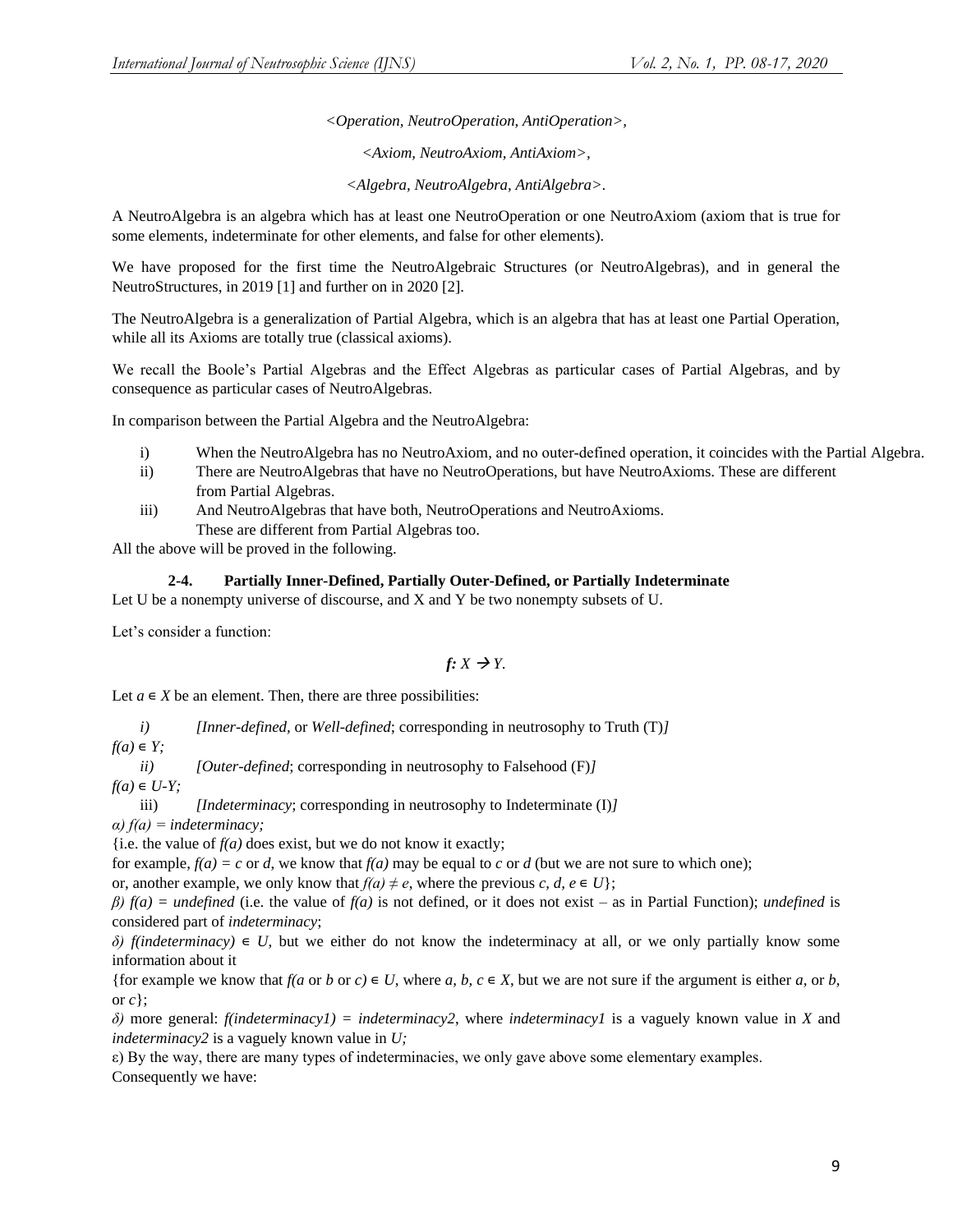<*Operation*, *NeutroOperation*, *AntiOperation*>,

<*Axiom*, *NeutroAxiom*, *AntiAxiom*>,

<*Algebra*, *NeutroAlgebra*, *AntiAlgebra*>.

A NeutroAlgebra is an algebra which has at least one NeutroOperation or one NeutroAxiom (axiom that is true for some elements, indeterminate for other elements, and false for other elements).

We have proposed for the first time the NeutroAlgebraic Structures (or NeutroAlgebras), and in general the NeutroStructures, in 2019 [1] and further on in 2020 [2].

The NeutroAlgebra is a generalization of Partial Algebra, which is an algebra that has at least one Partial Operation, while all its Axioms are totally true (classical axioms).

We recall the Boole's Partial Algebras and the Effect Algebras as particular cases of Partial Algebras, and by consequence as particular cases of NeutroAlgebras.

In comparison between the Partial Algebra and the NeutroAlgebra:

i) When the NeutroAlgebra has no NeutroAxiom, and no outer-defined operation, it coincides with the Partial Algebra.
ii) There are NeutroAlgebras that have no NeutroOperations, but have NeutroAxioms. These are different from Partial Algebras.
iii) And NeutroAlgebras that have both, NeutroOperations and NeutroAxioms. These are different from Partial Algebras too.

All the above will be proved in the following.

### 2-4. Partially Inner-Defined, Partially Outer-Defined, or Partially Indeterminate

Let U be a nonempty universe of discourse, and X and Y be two nonempty subsets of U.

Let's consider a function:

$$f: X \rightarrow Y.$$

Let $a \in X$ be an element. Then, there are three possibilities:

*i) [Inner-defined,* or *Well-defined*; corresponding in neutrosophy to Truth (T)*]*

$f(a) \in Y;$

*ii) [Outer-defined*; corresponding in neutrosophy to Falsehood (F)*]*

$f(a) \in U\text{-}Y;$

iii) *[Indeterminacy*; corresponding in neutrosophy to Indeterminate (I)*]*

*α) $f(a)$ = indeterminacy;*

{i.e. the value of $f(a)$ does exist, but we do not know it exactly;

for example, $f(a) = c$ or $d$, we know that $f(a)$ may be equal to $c$ or $d$ (but we are not sure to which one);

or, another example, we only know that $f(a) \neq e$, where the previous $c, d, e \in U$};

*β) $f(a)$ = undefined* (i.e. the value of $f(a)$ is not defined, or it does not exist – as in Partial Function); *undefined* is considered part of *indeterminacy*;

*δ) f(indeterminacy) $\in$ U,* but we either do not know the indeterminacy at all, or we only partially know some information about it

{for example we know that $f(a$ or $b$ or $c) \in U$, where $a, b, c \in X$, but we are not sure if the argument is either $a$, or $b$, or $c$};

*δ)* more general: *f(indeterminacy1) = indeterminacy2,* where *indeterminacy1* is a vaguely known value in *X* and *indeterminacy2* is a vaguely known value in *U;*

ε) By the way, there are many types of indeterminacies, we only gave above some elementary examples.

Consequently we have: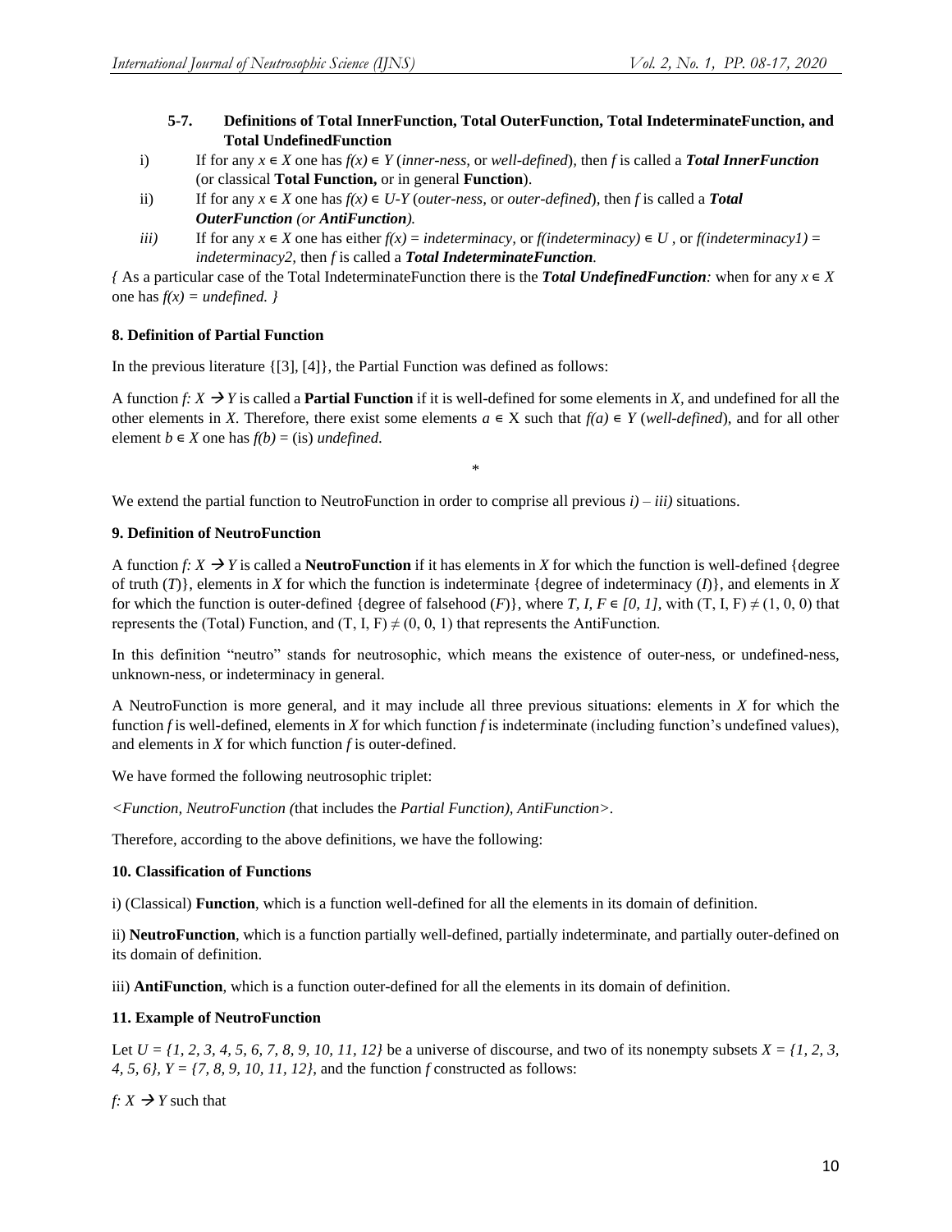#### 5-7. Definitions of Total InnerFunction, Total OuterFunction, Total IndeterminateFunction, and Total UndefinedFunction

i) If for any $x \in X$ one has $f(x) \in Y$ (*inner-ness*, or *well-defined*), then *f* is called a ***Total InnerFunction*** (or classical **Total Function,** or in general **Function**).

ii) If for any $x \in X$ one has $f(x) \in U\text{-}Y$ (*outer-ness*, or *outer-defined*), then *f* is called a ***Total OuterFunction** (or **AntiFunction**).*

*iii)* If for any $x \in X$ one has either $f(x) = indeterminacy$, or $f(indeterminacy) \in U$ , or $f(indeterminacy1) = indeterminacy2$, then *f* is called a ***Total IndeterminateFunction****.*

*{* As a particular case of the Total IndeterminateFunction there is the ***Total UndefinedFunction****:* when for any $x \in X$ one has $f(x) = undefined$. *}*

#### 8. Definition of Partial Function

In the previous literature {[3], [4]}, the Partial Function was defined as follows:

A function $f: X \to Y$ is called a **Partial Function** if it is well-defined for some elements in *X*, and undefined for all the other elements in *X*. Therefore, there exist some elements $a \in X$ such that $f(a) \in Y$ (*well-defined*), and for all other element $b \in X$ one has $f(b) =$ (is) *undefined*.

*

We extend the partial function to NeutroFunction in order to comprise all previous *i) – iii)* situations.

#### 9. Definition of NeutroFunction

A function $f: X \to Y$ is called a **NeutroFunction** if it has elements in *X* for which the function is well-defined {degree of truth (*T*)}, elements in *X* for which the function is indeterminate {degree of indeterminacy (*I*)}, and elements in *X* for which the function is outer-defined {degree of falsehood (*F*)}, where $T, I, F \in [0, 1]$, with $(T, I, F) \neq (1, 0, 0)$ that represents the (Total) Function, and $(T, I, F) \neq (0, 0, 1)$ that represents the AntiFunction.

In this definition "neutro" stands for neutrosophic, which means the existence of outer-ness, or undefined-ness, unknown-ness, or indeterminacy in general.

A NeutroFunction is more general, and it may include all three previous situations: elements in *X* for which the function *f* is well-defined, elements in *X* for which function *f* is indeterminate (including function's undefined values), and elements in *X* for which function *f* is outer-defined.

We have formed the following neutrosophic triplet:

*<Function, NeutroFunction (*that includes the *Partial Function), AntiFunction>*.

Therefore, according to the above definitions, we have the following:

#### 10. Classification of Functions

i) (Classical) **Function**, which is a function well-defined for all the elements in its domain of definition.

ii) **NeutroFunction**, which is a function partially well-defined, partially indeterminate, and partially outer-defined on its domain of definition.

iii) **AntiFunction**, which is a function outer-defined for all the elements in its domain of definition.

#### 11. Example of NeutroFunction

Let $U = \{1, 2, 3, 4, 5, 6, 7, 8, 9, 10, 11, 12\}$ be a universe of discourse, and two of its nonempty subsets $X = \{1, 2, 3, 4, 5, 6\}$, $Y = \{7, 8, 9, 10, 11, 12\}$, and the function *f* constructed as follows:

$f: X \to Y$ such that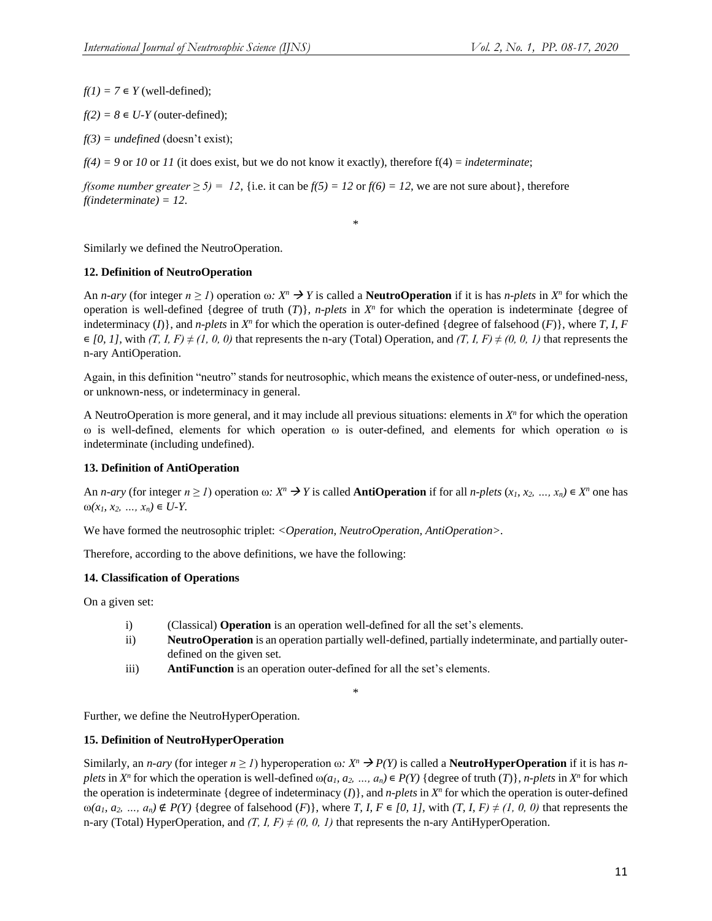$f(1) = 7 \in Y$ (well-defined);

$f(2) = 8 \in U\text{-}Y$ (outer-defined);

$f(3) = undefined$ (doesn't exist);

$f(4) = 9$ or $10$ or $11$ (it does exist, but we do not know it exactly), therefore f(4) = *indeterminate*;

*f(some number greater* $\geq 5) = 12$, {i.e. it can be $f(5) = 12$ or $f(6) = 12$, we are not sure about}, therefore *f(indeterminate) = 12*.

*

Similarly we defined the NeutroOperation.

**12. Definition of NeutroOperation**

An *n-ary* (for integer $n \geq 1$) operation $\omega: X^n \rightarrow Y$ is called a **NeutroOperation** if it is has *n-plets* in $X^n$ for which the operation is well-defined {degree of truth ($T$)}, *n-plets* in $X^n$ for which the operation is indeterminate {degree of indeterminacy ($I$)}, and *n-plets* in $X^n$ for which the operation is outer-defined {degree of falsehood ($F$)}, where $T, I, F \in [0, 1]$, with $(T, I, F) \neq (1, 0, 0)$ that represents the n-ary (Total) Operation, and $(T, I, F) \neq (0, 0, 1)$ that represents the n-ary AntiOperation.

Again, in this definition "neutro" stands for neutrosophic, which means the existence of outer-ness, or undefined-ness, or unknown-ness, or indeterminacy in general.

A NeutroOperation is more general, and it may include all previous situations: elements in $X^n$ for which the operation $\omega$ is well-defined, elements for which operation $\omega$ is outer-defined, and elements for which operation $\omega$ is indeterminate (including undefined).

**13. Definition of AntiOperation**

An *n-ary* (for integer $n \geq 1$) operation $\omega: X^n \rightarrow Y$ is called **AntiOperation** if for all *n-plets* $(x_1, x_2, \ldots, x_n) \in X^n$ one has $\omega(x_1, x_2, \ldots, x_n) \in U\text{-}Y$.

We have formed the neutrosophic triplet: *<Operation, NeutroOperation, AntiOperation>*.

Therefore, according to the above definitions, we have the following:

**14. Classification of Operations**

On a given set:

i) (Classical) **Operation** is an operation well-defined for all the set's elements.
ii) **NeutroOperation** is an operation partially well-defined, partially indeterminate, and partially outer-defined on the given set.
iii) **AntiFunction** is an operation outer-defined for all the set's elements.

*

Further, we define the NeutroHyperOperation.

**15. Definition of NeutroHyperOperation**

Similarly, an *n-ary* (for integer $n \geq 1$) hyperoperation $\omega: X^n \rightarrow P(Y)$ is called a **NeutroHyperOperation** if it is has *n-plets* in $X^n$ for which the operation is well-defined $\omega(a_1, a_2, \ldots, a_n) \in P(Y)$ {degree of truth ($T$)}, *n-plets* in $X^n$ for which the operation is indeterminate {degree of indeterminacy ($I$)}, and *n-plets* in $X^n$ for which the operation is outer-defined $\omega(a_1, a_2, \ldots, a_n) \notin P(Y)$ {degree of falsehood ($F$)}, where $T, I, F \in [0, 1]$, with $(T, I, F) \neq (1, 0, 0)$ that represents the n-ary (Total) HyperOperation, and $(T, I, F) \neq (0, 0, 1)$ that represents the n-ary AntiHyperOperation.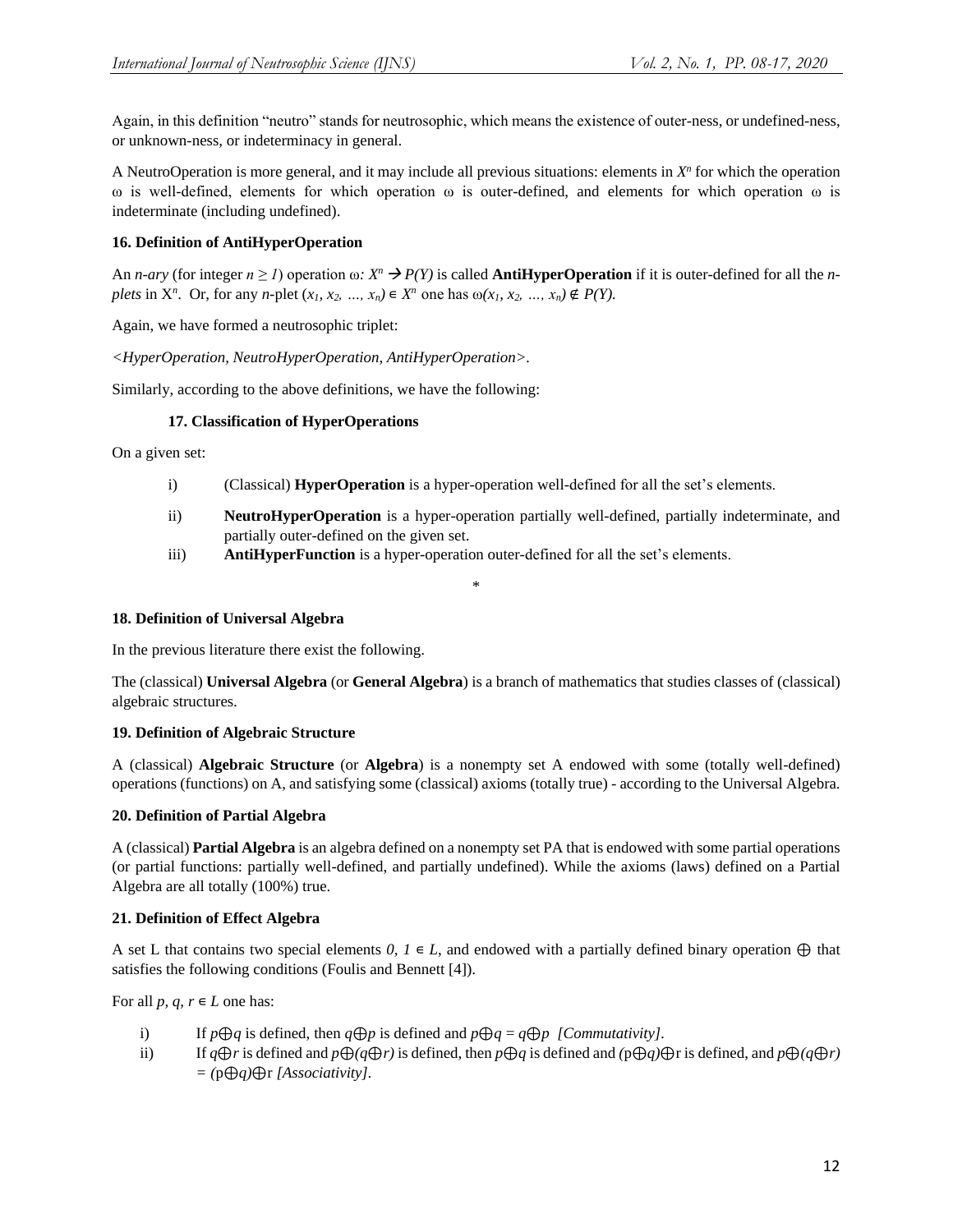Again, in this definition "neutro" stands for neutrosophic, which means the existence of outer-ness, or undefined-ness, or unknown-ness, or indeterminacy in general.

A NeutroOperation is more general, and it may include all previous situations: elements in $X^n$ for which the operation ω is well-defined, elements for which operation ω is outer-defined, and elements for which operation ω is indeterminate (including undefined).

**16. Definition of AntiHyperOperation**

An *n-ary* (for integer $n \geq 1$) operation $\omega: X^n \rightarrow P(Y)$ is called **AntiHyperOperation** if it is outer-defined for all the *n-plets* in $X^n$. Or, for any *n*-plet $(x_1, x_2, \ldots, x_n) \in X^n$ one has $\omega(x_1, x_2, \ldots, x_n) \notin P(Y)$.

Again, we have formed a neutrosophic triplet:

*<HyperOperation, NeutroHyperOperation, AntiHyperOperation>*.

Similarly, according to the above definitions, we have the following:

**17. Classification of HyperOperations**

On a given set:

i) (Classical) **HyperOperation** is a hyper-operation well-defined for all the set's elements.

ii) **NeutroHyperOperation** is a hyper-operation partially well-defined, partially indeterminate, and partially outer-defined on the given set.

iii) **AntiHyperFunction** is a hyper-operation outer-defined for all the set's elements.

*

**18. Definition of Universal Algebra**

In the previous literature there exist the following.

The (classical) **Universal Algebra** (or **General Algebra**) is a branch of mathematics that studies classes of (classical) algebraic structures.

**19. Definition of Algebraic Structure**

A (classical) **Algebraic Structure** (or **Algebra**) is a nonempty set A endowed with some (totally well-defined) operations (functions) on A, and satisfying some (classical) axioms (totally true) - according to the Universal Algebra.

**20. Definition of Partial Algebra**

A (classical) **Partial Algebra** is an algebra defined on a nonempty set PA that is endowed with some partial operations (or partial functions: partially well-defined, and partially undefined). While the axioms (laws) defined on a Partial Algebra are all totally (100%) true.

**21. Definition of Effect Algebra**

A set L that contains two special elements $0, 1 \in L$, and endowed with a partially defined binary operation $\oplus$ that satisfies the following conditions (Foulis and Bennett [4]).

For all $p, q, r \in L$ one has:

i) If $p \oplus q$ is defined, then $q \oplus p$ is defined and $p \oplus q = q \oplus p$ *[Commutativity]*.

ii) If $q \oplus r$ is defined and $p \oplus (q \oplus r)$ is defined, then $p \oplus q$ is defined and $(p \oplus q) \oplus r$ is defined, and $p \oplus (q \oplus r) = (p \oplus q) \oplus r$ *[Associativity]*.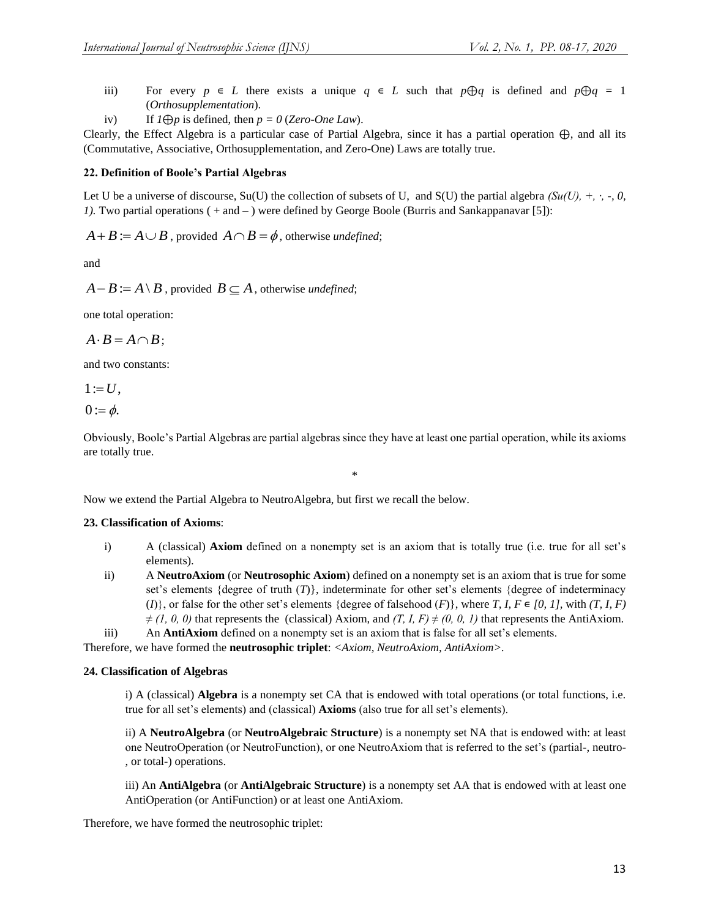iii) For every $p \in L$ there exists a unique $q \in L$ such that $p \oplus q$ is defined and $p \oplus q = 1$ (*Orthosupplementation*).

iv) If $1 \oplus p$ is defined, then $p = 0$ (*Zero-One Law*).

Clearly, the Effect Algebra is a particular case of Partial Algebra, since it has a partial operation $\oplus$, and all its (Commutative, Associative, Orthosupplementation, and Zero-One) Laws are totally true.

**22. Definition of Boole's Partial Algebras**

Let U be a universe of discourse, Su(U) the collection of subsets of U, and S(U) the partial algebra *(Su(U), +, ·, -, 0, 1).* Two partial operations ( + and – ) were defined by George Boole (Burris and Sankappanavar [5]):

$A + B := A \cup B$, provided $A \cap B = \phi$, otherwise *undefined*;

and

$A - B := A \setminus B$, provided $B \subseteq A$, otherwise *undefined*;

one total operation:

$A \cdot B = A \cap B$;

and two constants:

$1 := U$,

$0 := \phi$.

Obviously, Boole's Partial Algebras are partial algebras since they have at least one partial operation, while its axioms are totally true.

\*

Now we extend the Partial Algebra to NeutroAlgebra, but first we recall the below.

**23. Classification of Axioms**:

i) A (classical) **Axiom** defined on a nonempty set is an axiom that is totally true (i.e. true for all set's elements).

ii) A **NeutroAxiom** (or **Neutrosophic Axiom**) defined on a nonempty set is an axiom that is true for some set's elements {degree of truth (*T*)}, indeterminate for other set's elements {degree of indeterminacy (*I*)}, or false for the other set's elements {degree of falsehood (*F*)}, where $T, I, F \in [0, 1]$, with $(T, I, F) \neq (1, 0, 0)$ that represents the (classical) Axiom, and $(T, I, F) \neq (0, 0, 1)$ that represents the AntiAxiom.

iii) An **AntiAxiom** defined on a nonempty set is an axiom that is false for all set's elements.

Therefore, we have formed the **neutrosophic triplet**: *<Axiom, NeutroAxiom, AntiAxiom>*.

**24. Classification of Algebras**

i) A (classical) **Algebra** is a nonempty set CA that is endowed with total operations (or total functions, i.e. true for all set's elements) and (classical) **Axioms** (also true for all set's elements).

ii) A **NeutroAlgebra** (or **NeutroAlgebraic Structure**) is a nonempty set NA that is endowed with: at least one NeutroOperation (or NeutroFunction), or one NeutroAxiom that is referred to the set's (partial-, neutro-, or total-) operations.

iii) An **AntiAlgebra** (or **AntiAlgebraic Structure**) is a nonempty set AA that is endowed with at least one AntiOperation (or AntiFunction) or at least one AntiAxiom.

Therefore, we have formed the neutrosophic triplet: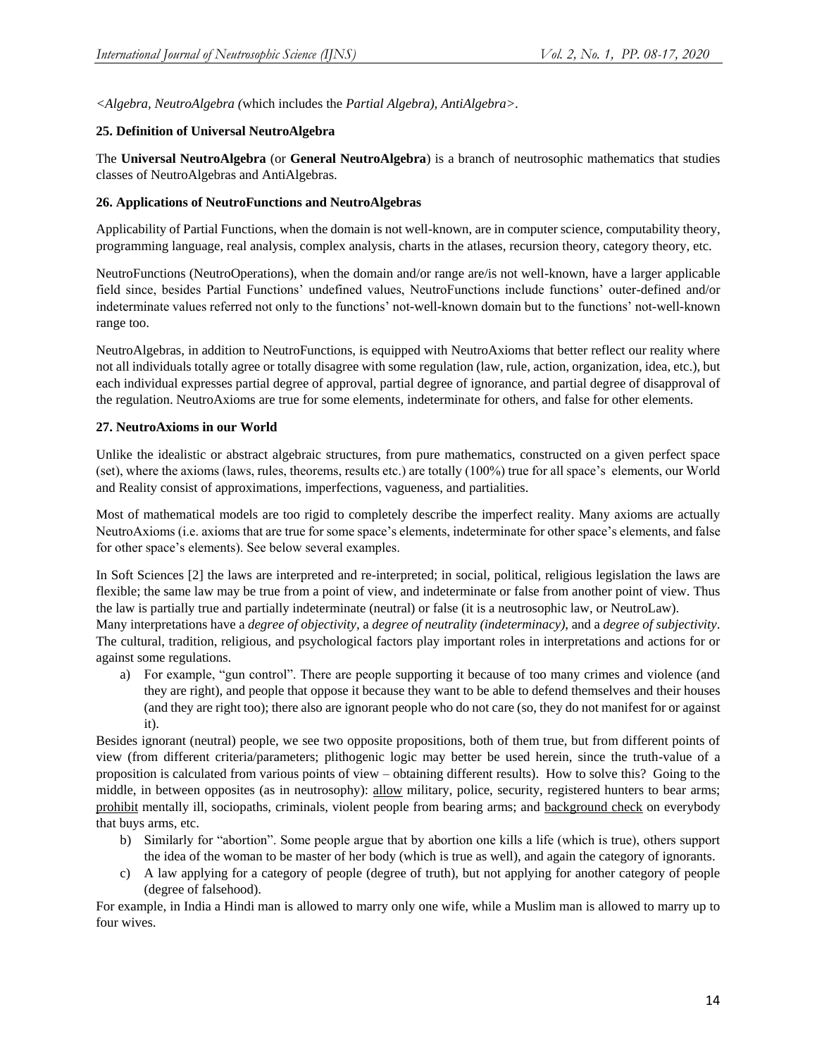*<Algebra, NeutroAlgebra (*which includes the *Partial Algebra), AntiAlgebra>*.

### 25. Definition of Universal NeutroAlgebra

The **Universal NeutroAlgebra** (or **General NeutroAlgebra**) is a branch of neutrosophic mathematics that studies classes of NeutroAlgebras and AntiAlgebras.

### 26. Applications of NeutroFunctions and NeutroAlgebras

Applicability of Partial Functions, when the domain is not well-known, are in computer science, computability theory, programming language, real analysis, complex analysis, charts in the atlases, recursion theory, category theory, etc.

NeutroFunctions (NeutroOperations), when the domain and/or range are/is not well-known, have a larger applicable field since, besides Partial Functions' undefined values, NeutroFunctions include functions' outer-defined and/or indeterminate values referred not only to the functions' not-well-known domain but to the functions' not-well-known range too.

NeutroAlgebras, in addition to NeutroFunctions, is equipped with NeutroAxioms that better reflect our reality where not all individuals totally agree or totally disagree with some regulation (law, rule, action, organization, idea, etc.), but each individual expresses partial degree of approval, partial degree of ignorance, and partial degree of disapproval of the regulation. NeutroAxioms are true for some elements, indeterminate for others, and false for other elements.

### 27. NeutroAxioms in our World

Unlike the idealistic or abstract algebraic structures, from pure mathematics, constructed on a given perfect space (set), where the axioms (laws, rules, theorems, results etc.) are totally (100%) true for all space's elements, our World and Reality consist of approximations, imperfections, vagueness, and partialities.

Most of mathematical models are too rigid to completely describe the imperfect reality. Many axioms are actually NeutroAxioms (i.e. axioms that are true for some space's elements, indeterminate for other space's elements, and false for other space's elements). See below several examples.

In Soft Sciences [2] the laws are interpreted and re-interpreted; in social, political, religious legislation the laws are flexible; the same law may be true from a point of view, and indeterminate or false from another point of view. Thus the law is partially true and partially indeterminate (neutral) or false (it is a neutrosophic law, or NeutroLaw).
Many interpretations have a *degree of objectivity*, a *degree of neutrality (indeterminacy)*, and a *degree of subjectivity*. The cultural, tradition, religious, and psychological factors play important roles in interpretations and actions for or against some regulations.

a) For example, "gun control". There are people supporting it because of too many crimes and violence (and they are right), and people that oppose it because they want to be able to defend themselves and their houses (and they are right too); there also are ignorant people who do not care (so, they do not manifest for or against it).

Besides ignorant (neutral) people, we see two opposite propositions, both of them true, but from different points of view (from different criteria/parameters; plithogenic logic may better be used herein, since the truth-value of a proposition is calculated from various points of view – obtaining different results). How to solve this? Going to the middle, in between opposites (as in neutrosophy): allow military, police, security, registered hunters to bear arms; prohibit mentally ill, sociopaths, criminals, violent people from bearing arms; and background check on everybody that buys arms, etc.

b) Similarly for "abortion". Some people argue that by abortion one kills a life (which is true), others support the idea of the woman to be master of her body (which is true as well), and again the category of ignorants.

c) A law applying for a category of people (degree of truth), but not applying for another category of people (degree of falsehood).

For example, in India a Hindi man is allowed to marry only one wife, while a Muslim man is allowed to marry up to four wives.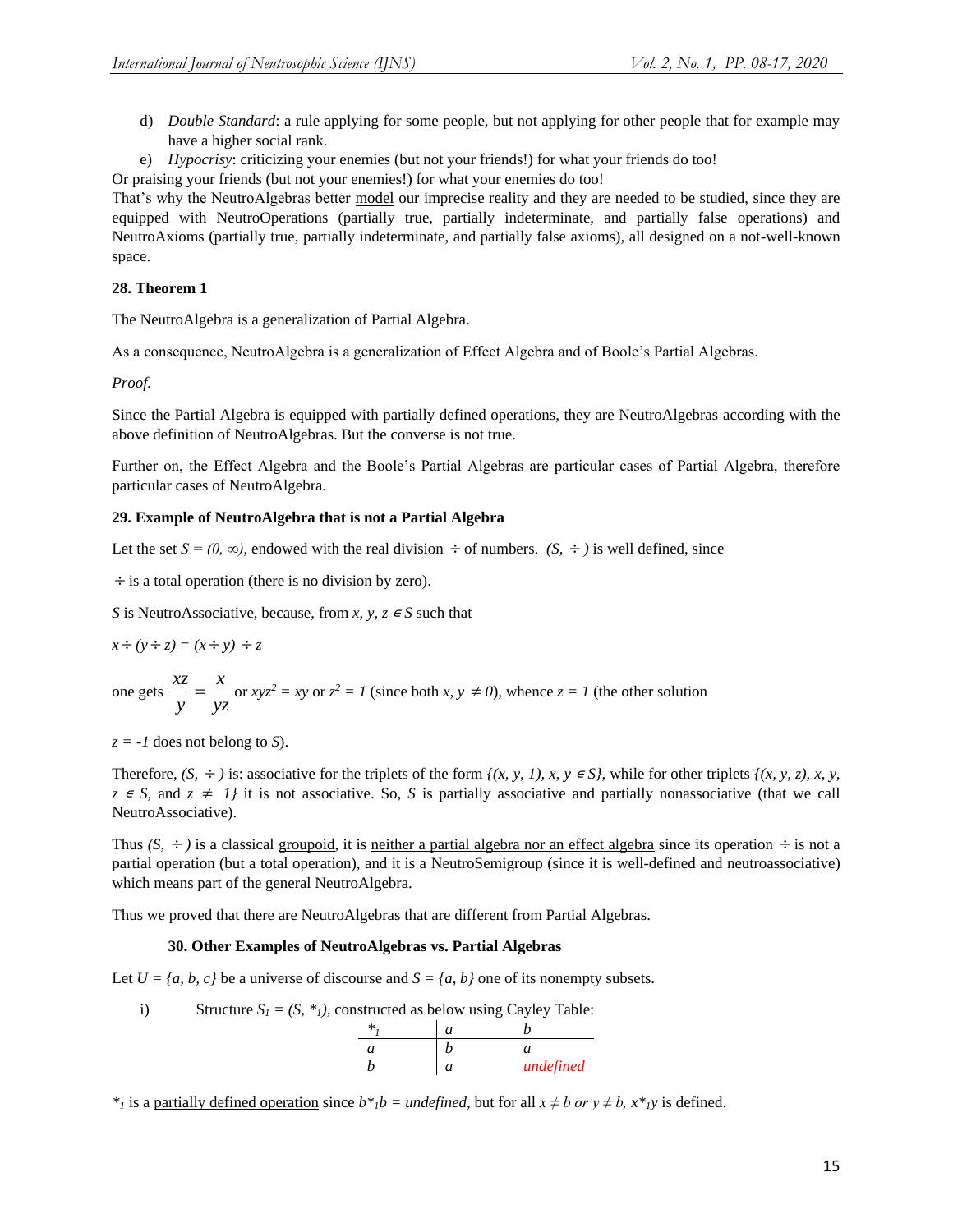d) *Double Standard*: a rule applying for some people, but not applying for other people that for example may have a higher social rank.

e) *Hypocrisy*: criticizing your enemies (but not your friends!) for what your friends do too!

Or praising your friends (but not your enemies!) for what your enemies do too!

That's why the NeutroAlgebras better model our imprecise reality and they are needed to be studied, since they are equipped with NeutroOperations (partially true, partially indeterminate, and partially false operations) and NeutroAxioms (partially true, partially indeterminate, and partially false axioms), all designed on a not-well-known space.

**28. Theorem 1**

The NeutroAlgebra is a generalization of Partial Algebra.

As a consequence, NeutroAlgebra is a generalization of Effect Algebra and of Boole's Partial Algebras.

*Proof.*

Since the Partial Algebra is equipped with partially defined operations, they are NeutroAlgebras according with the above definition of NeutroAlgebras. But the converse is not true.

Further on, the Effect Algebra and the Boole's Partial Algebras are particular cases of Partial Algebra, therefore particular cases of NeutroAlgebra.

**29. Example of NeutroAlgebra that is not a Partial Algebra**

Let the set $S = (0, \infty)$, endowed with the real division $\div$ of numbers. $(S, \div)$ is well defined, since

$\div$ is a total operation (there is no division by zero).

$S$ is NeutroAssociative, because, from $x, y, z \in S$ such that

$x \div (y \div z) = (x \div y) \div z$

one gets $\frac{xz}{y} = \frac{x}{yz}$ or $xyz^2 = xy$ or $z^2 = 1$ (since both $x, y \neq 0$), whence $z = 1$ (the other solution

$z = -1$ does not belong to $S$).

Therefore, $(S, \div)$ is: associative for the triplets of the form $\{(x, y, 1), x, y \in S\}$, while for other triplets $\{(x, y, z), x, y, z \in S$, and $z \neq 1\}$ it is not associative. So, $S$ is partially associative and partially nonassociative (that we call NeutroAssociative).

Thus $(S, \div)$ is a classical groupoid, it is neither a partial algebra nor an effect algebra since its operation $\div$ is not a partial operation (but a total operation), and it is a NeutroSemigroup (since it is well-defined and neutroassociative) which means part of the general NeutroAlgebra.

Thus we proved that there are NeutroAlgebras that are different from Partial Algebras.

**30. Other Examples of NeutroAlgebras vs. Partial Algebras**

Let $U = \{a, b, c\}$ be a universe of discourse and $S = \{a, b\}$ one of its nonempty subsets.

i) Structure $S_1 = (S, *_1)$, constructed as below using Cayley Table:

| $*_1$ | $a$ | $b$ |
|---|---|---|
| $a$ | $b$ | $a$ |
| $b$ | $a$ | *undefined* |

$*_1$ is a partially defined operation since $b *_1 b = undefined$, but for all $x \neq b$ *or* $y \neq b$, $x *_1 y$ is defined.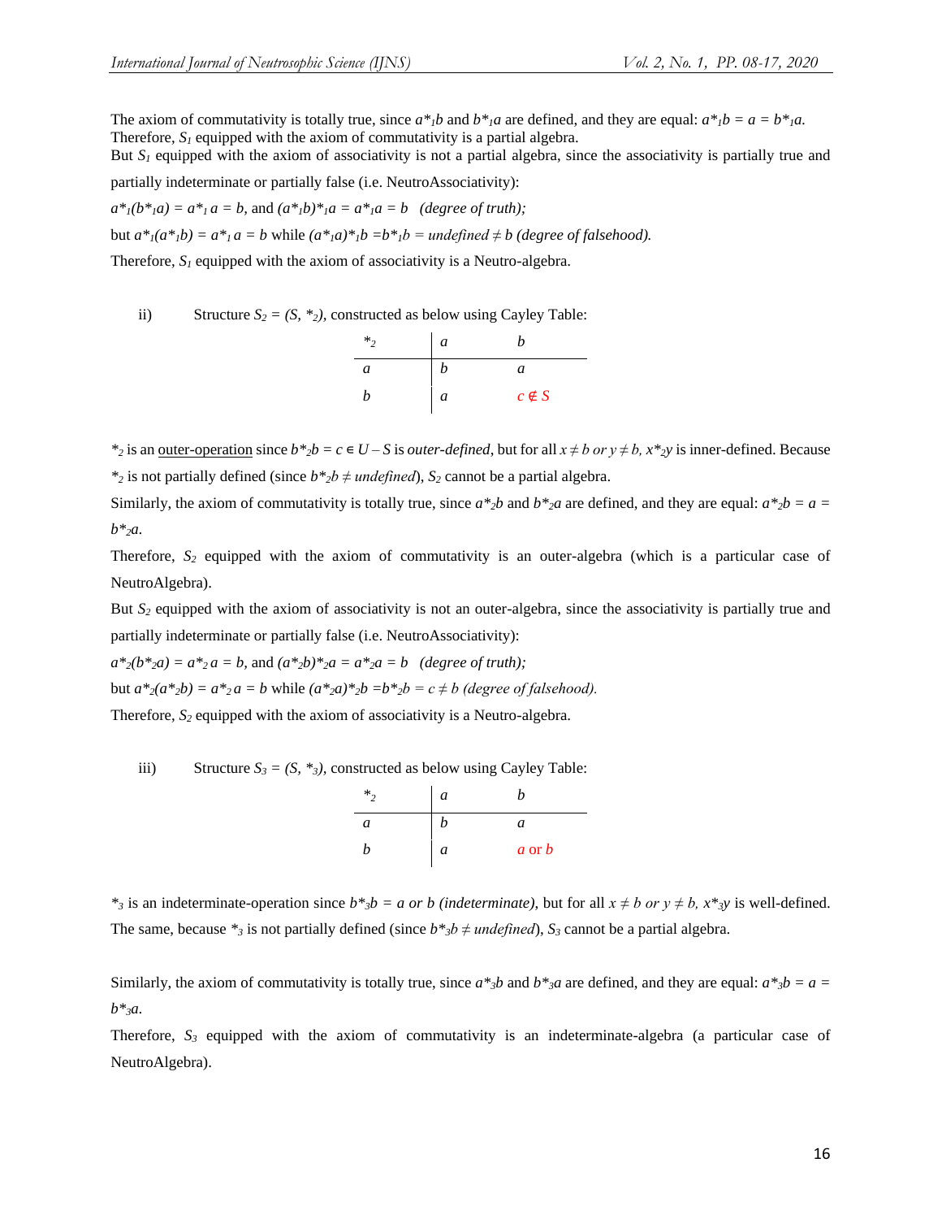The axiom of commutativity is totally true, since $a*_1b$ and $b*_1a$ are defined, and they are equal: $a*_1b = a = b*_1a$.
Therefore, $S_1$ equipped with the axiom of commutativity is a partial algebra.
But $S_1$ equipped with the axiom of associativity is not a partial algebra, since the associativity is partially true and partially indeterminate or partially false (i.e. NeutroAssociativity):

$a*_1(b*_1a) = a*_1 a = b$, and $(a*_1b)*_1a = a*_1a = b$ *(degree of truth);*

but $a*_1(a*_1b) = a*_1 a = b$ while $(a*_1a)*_1b = b*_1b = \textit{undefined} \neq b$ *(degree of falsehood).*

Therefore, $S_1$ equipped with the axiom of associativity is a Neutro-algebra.

ii) Structure $S_2 = (S, *_2)$, constructed as below using Cayley Table:

| $*_2$ | $a$ | $b$ |
|---|---|---|
| $a$ | $b$ | $a$ |
| $b$ | $a$ | $c \notin S$ |

$*_2$ is an outer-operation since $b*_2b = c \in U - S$ is *outer-defined*, but for all $x \neq b$ *or* $y \neq b$, $x*_2y$ is inner-defined. Because $*_2$ is not partially defined (since $b*_2b \neq \textit{undefined}$), $S_2$ cannot be a partial algebra.

Similarly, the axiom of commutativity is totally true, since $a*_2b$ and $b*_2a$ are defined, and they are equal: $a*_2b = a = b*_2a$.

Therefore, $S_2$ equipped with the axiom of commutativity is an outer-algebra (which is a particular case of NeutroAlgebra).

But $S_2$ equipped with the axiom of associativity is not an outer-algebra, since the associativity is partially true and partially indeterminate or partially false (i.e. NeutroAssociativity):

$a*_2(b*_2a) = a*_2 a = b$, and $(a*_2b)*_2a = a*_2a = b$ *(degree of truth);*

but $a*_2(a*_2b) = a*_2 a = b$ while $(a*_2a)*_2b = b*_2b = c \neq b$ *(degree of falsehood).*

Therefore, $S_2$ equipped with the axiom of associativity is a Neutro-algebra.

iii) Structure $S_3 = (S, *_3)$, constructed as below using Cayley Table:

| $*_2$ | $a$ | $b$ |
|---|---|---|
| $a$ | $b$ | $a$ |
| $b$ | $a$ | $a$ or $b$ |

$*_3$ is an indeterminate-operation since $b*_3b = a$ *or* $b$ *(indeterminate)*, but for all $x \neq b$ *or* $y \neq b$, $x*_3y$ is well-defined. The same, because $*_3$ is not partially defined (since $b*_3b \neq \textit{undefined}$), $S_3$ cannot be a partial algebra.

Similarly, the axiom of commutativity is totally true, since $a*_3b$ and $b*_3a$ are defined, and they are equal: $a*_3b = a = b*_3a$.

Therefore, $S_3$ equipped with the axiom of commutativity is an indeterminate-algebra (a particular case of NeutroAlgebra).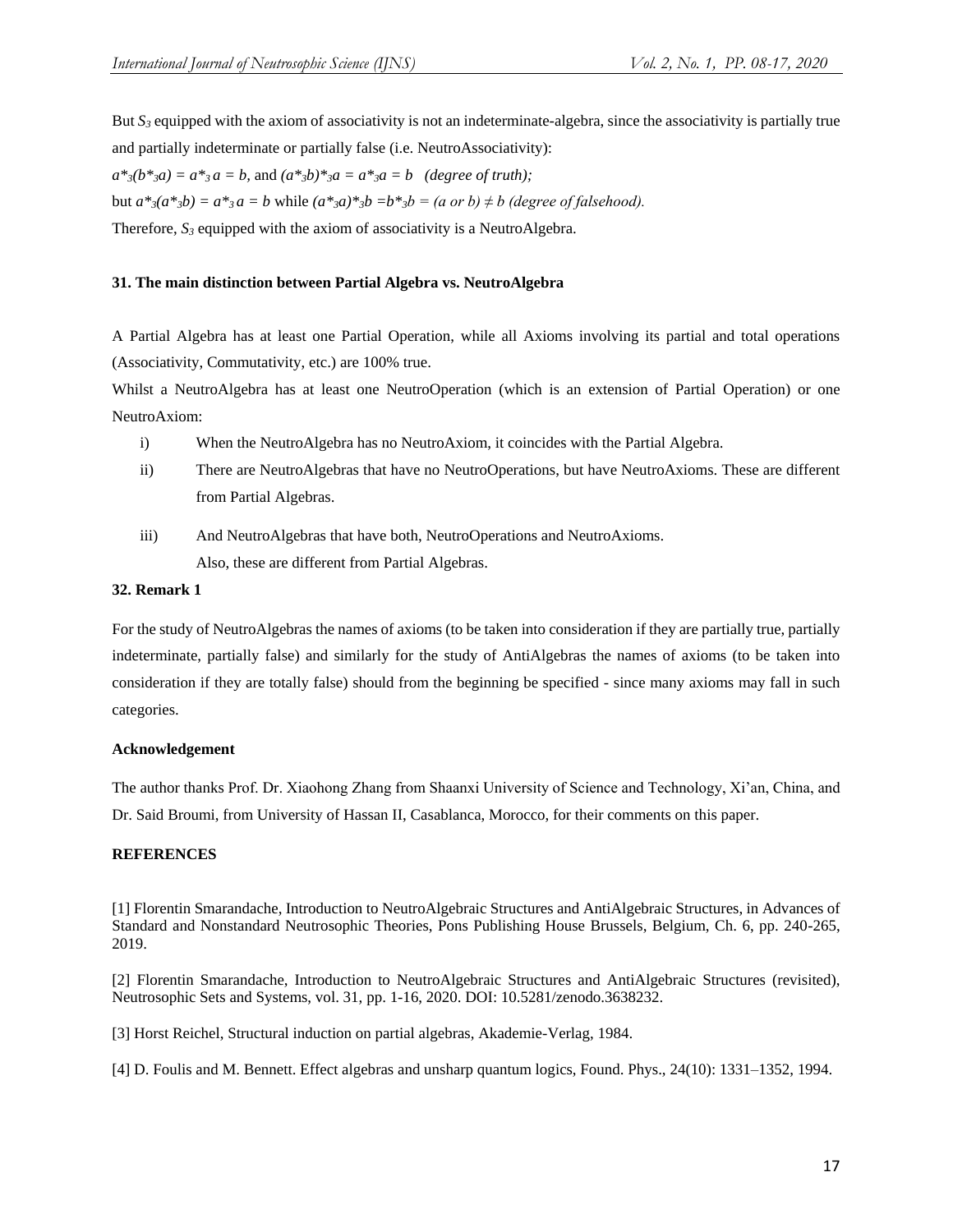But $S_3$ equipped with the axiom of associativity is not an indeterminate-algebra, since the associativity is partially true and partially indeterminate or partially false (i.e. NeutroAssociativity):

$a*_3(b*_3a) = a*_3 a = b$, and $(a*_3b)*_3a = a*_3a = b$ *(degree of truth);*

but $a*_3(a*_3b) = a*_3 a = b$ while $(a*_3a)*_3b = b*_3b = (a \text{ or } b) \neq b$ *(degree of falsehood).*

Therefore, $S_3$ equipped with the axiom of associativity is a NeutroAlgebra.

## 31. The main distinction between Partial Algebra vs. NeutroAlgebra

A Partial Algebra has at least one Partial Operation, while all Axioms involving its partial and total operations (Associativity, Commutativity, etc.) are 100% true.

Whilst a NeutroAlgebra has at least one NeutroOperation (which is an extension of Partial Operation) or one NeutroAxiom:

i) When the NeutroAlgebra has no NeutroAxiom, it coincides with the Partial Algebra.

ii) There are NeutroAlgebras that have no NeutroOperations, but have NeutroAxioms. These are different from Partial Algebras.

iii) And NeutroAlgebras that have both, NeutroOperations and NeutroAxioms.
Also, these are different from Partial Algebras.

## 32. Remark 1

For the study of NeutroAlgebras the names of axioms (to be taken into consideration if they are partially true, partially indeterminate, partially false) and similarly for the study of AntiAlgebras the names of axioms (to be taken into consideration if they are totally false) should from the beginning be specified - since many axioms may fall in such categories.

## Acknowledgement

The author thanks Prof. Dr. Xiaohong Zhang from Shaanxi University of Science and Technology, Xi'an, China, and Dr. Said Broumi, from University of Hassan II, Casablanca, Morocco, for their comments on this paper.

## REFERENCES

[1] Florentin Smarandache, Introduction to NeutroAlgebraic Structures and AntiAlgebraic Structures, in Advances of Standard and Nonstandard Neutrosophic Theories, Pons Publishing House Brussels, Belgium, Ch. 6, pp. 240-265, 2019.

[2] Florentin Smarandache, Introduction to NeutroAlgebraic Structures and AntiAlgebraic Structures (revisited), Neutrosophic Sets and Systems, vol. 31, pp. 1-16, 2020. DOI: 10.5281/zenodo.3638232.

[3] Horst Reichel, Structural induction on partial algebras, Akademie-Verlag, 1984.

[4] D. Foulis and M. Bennett. Effect algebras and unsharp quantum logics, Found. Phys., 24(10): 1331–1352, 1994.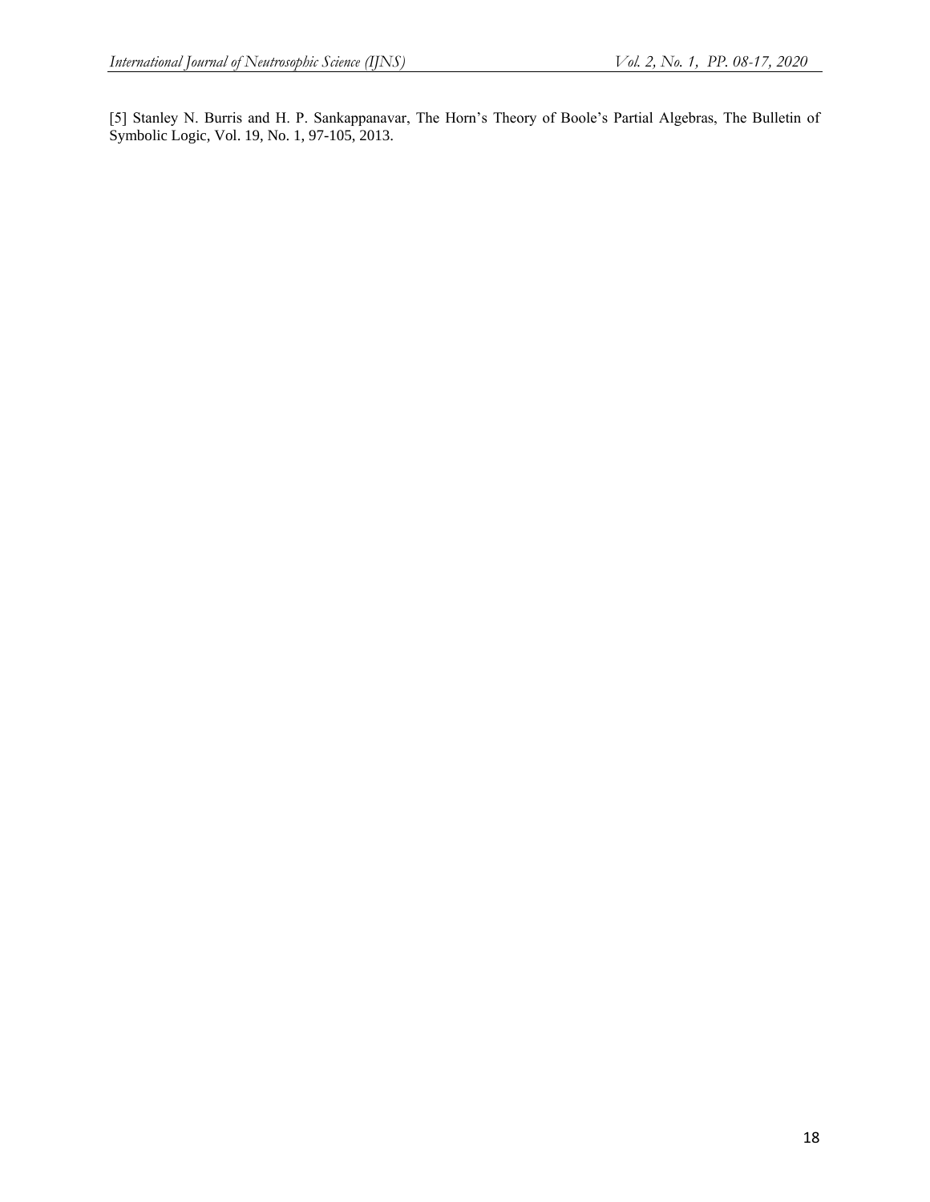[5] Stanley N. Burris and H. P. Sankappanavar, The Horn's Theory of Boole's Partial Algebras, The Bulletin of Symbolic Logic, Vol. 19, No. 1, 97-105, 2013.